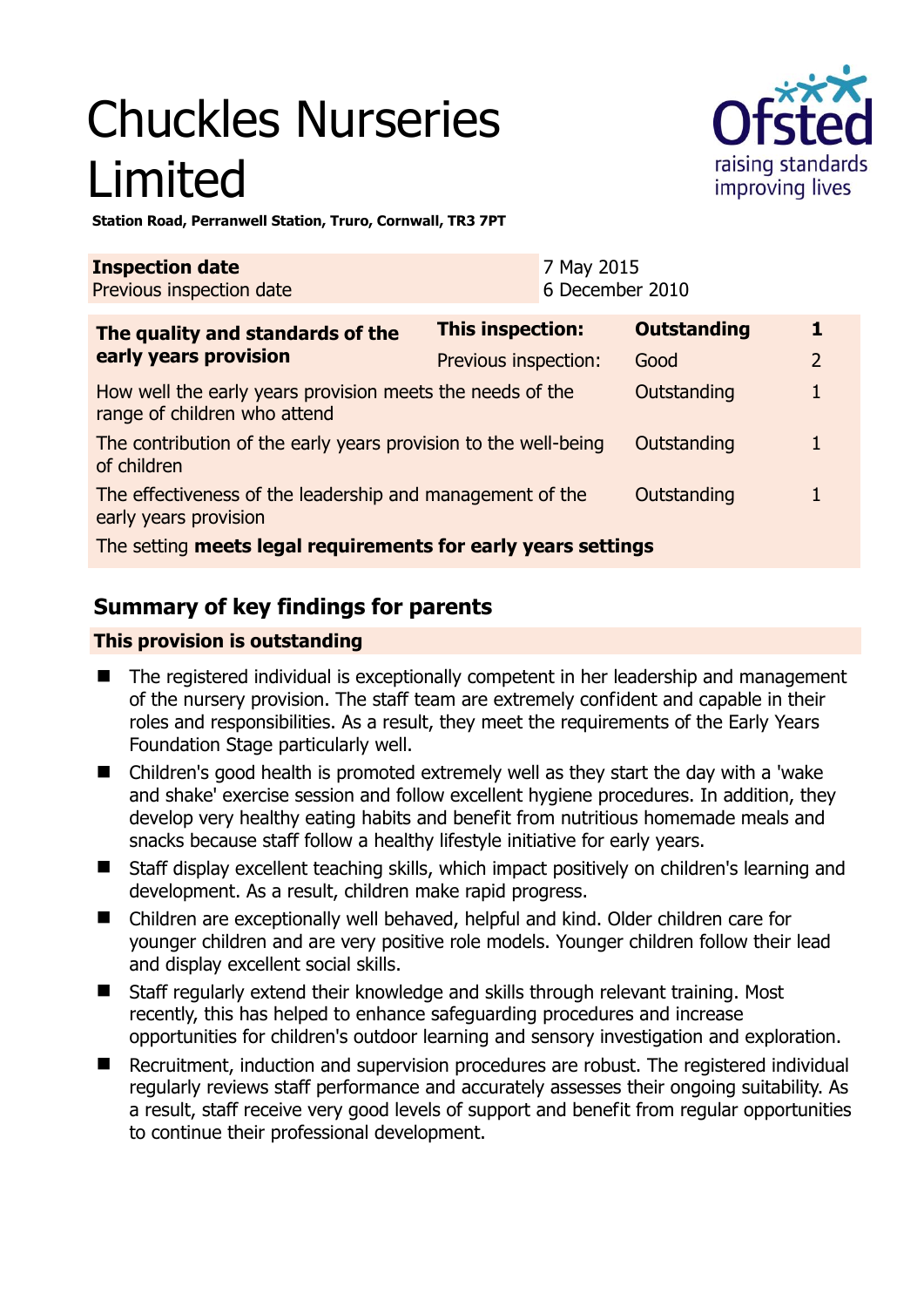# Chuckles Nurseries Limited

**Station Road, Perranwell Station, Truro, Cornwall, TR3 7PT**

| | |
|---|---|
| **Inspection date** | 7 May 2015 |
| Previous inspection date | 6 December 2010 |

| | | | |
|---|---|---|---|
| **The quality and standards of the early years provision** | **This inspection:** | **Outstanding** | **1** |
| | Previous inspection: | Good | 2 |
| How well the early years provision meets the needs of the range of children who attend | | Outstanding | 1 |
| The contribution of the early years provision to the well-being of children | | Outstanding | 1 |
| The effectiveness of the leadership and management of the early years provision | | Outstanding | 1 |
| The setting **meets legal requirements for early years settings** | | | |

## Summary of key findings for parents

**This provision is outstanding**

- The registered individual is exceptionally competent in her leadership and management of the nursery provision. The staff team are extremely confident and capable in their roles and responsibilities. As a result, they meet the requirements of the Early Years Foundation Stage particularly well.
- Children's good health is promoted extremely well as they start the day with a 'wake and shake' exercise session and follow excellent hygiene procedures. In addition, they develop very healthy eating habits and benefit from nutritious homemade meals and snacks because staff follow a healthy lifestyle initiative for early years.
- Staff display excellent teaching skills, which impact positively on children's learning and development. As a result, children make rapid progress.
- Children are exceptionally well behaved, helpful and kind. Older children care for younger children and are very positive role models. Younger children follow their lead and display excellent social skills.
- Staff regularly extend their knowledge and skills through relevant training. Most recently, this has helped to enhance safeguarding procedures and increase opportunities for children's outdoor learning and sensory investigation and exploration.
- Recruitment, induction and supervision procedures are robust. The registered individual regularly reviews staff performance and accurately assesses their ongoing suitability. As a result, staff receive very good levels of support and benefit from regular opportunities to continue their professional development.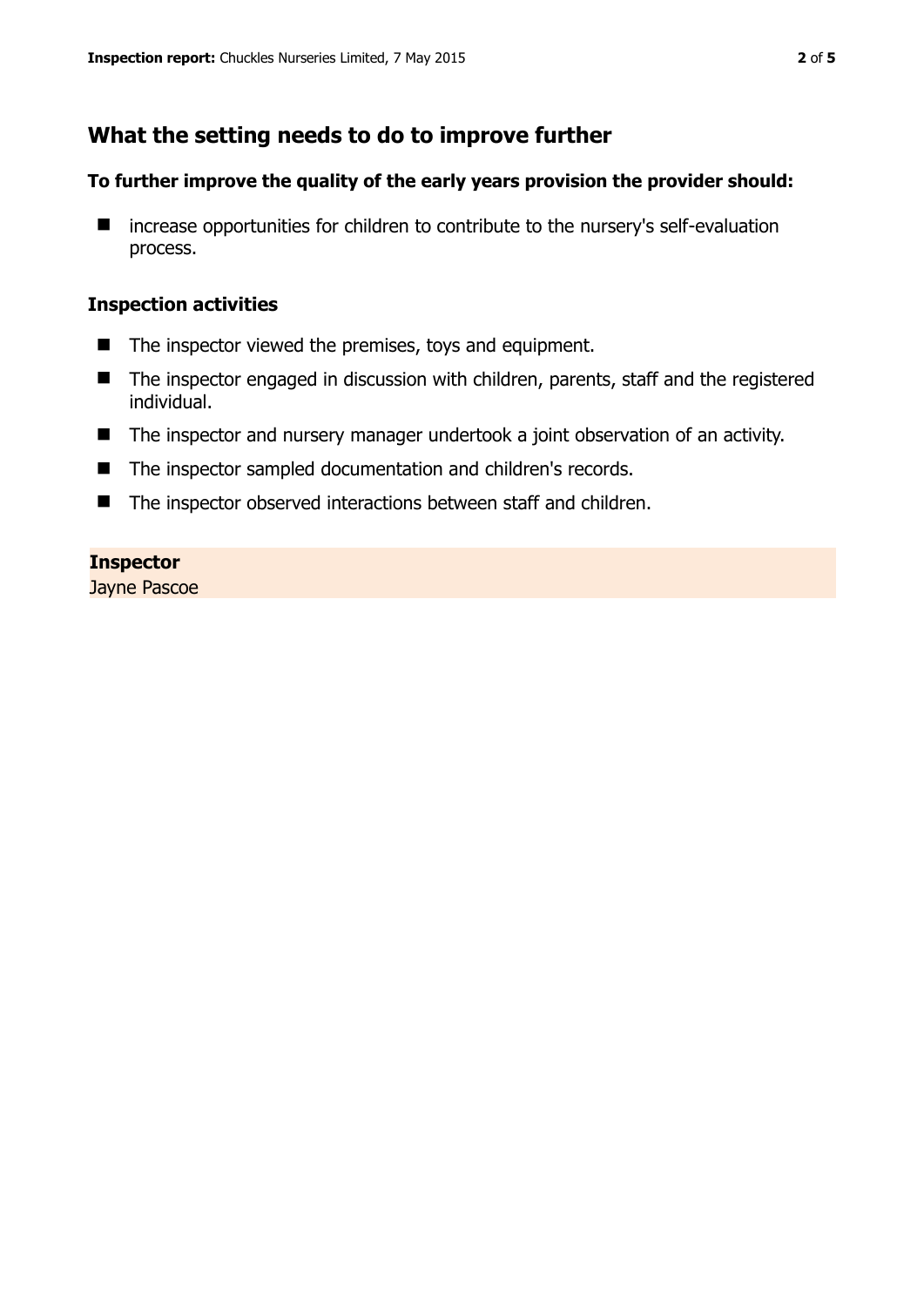## What the setting needs to do to improve further

### To further improve the quality of the early years provision the provider should:

- increase opportunities for children to contribute to the nursery's self-evaluation process.

### Inspection activities

- The inspector viewed the premises, toys and equipment.
- The inspector engaged in discussion with children, parents, staff and the registered individual.
- The inspector and nursery manager undertook a joint observation of an activity.
- The inspector sampled documentation and children's records.
- The inspector observed interactions between staff and children.

**Inspector**
Jayne Pascoe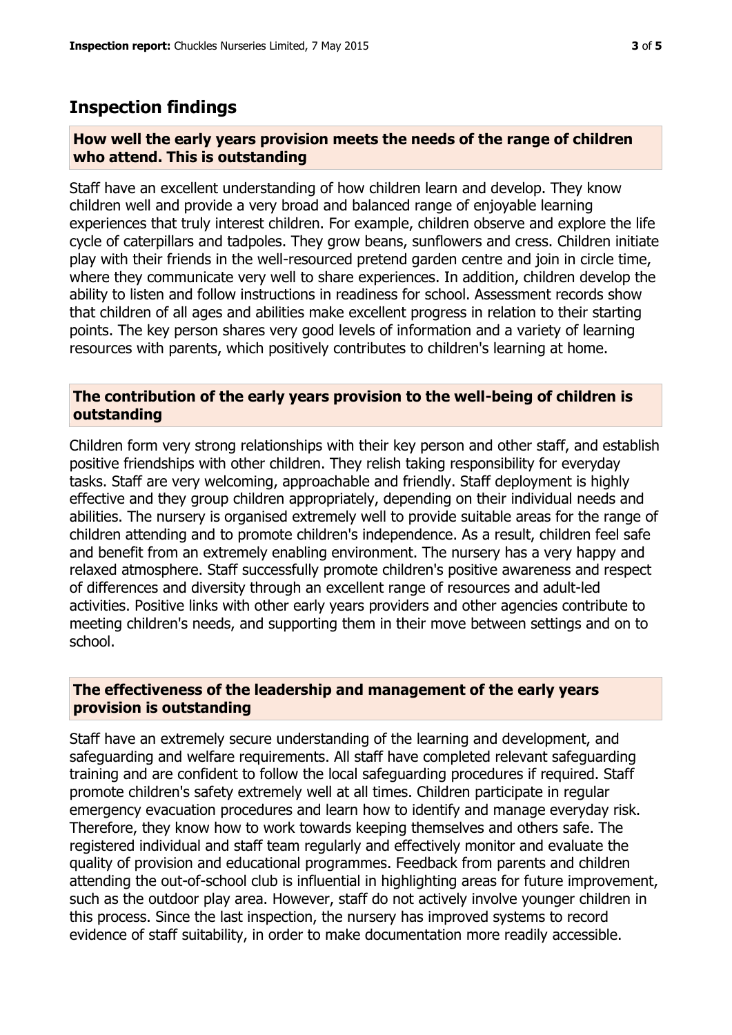## Inspection findings

### How well the early years provision meets the needs of the range of children who attend. This is outstanding

Staff have an excellent understanding of how children learn and develop. They know children well and provide a very broad and balanced range of enjoyable learning experiences that truly interest children. For example, children observe and explore the life cycle of caterpillars and tadpoles. They grow beans, sunflowers and cress. Children initiate play with their friends in the well-resourced pretend garden centre and join in circle time, where they communicate very well to share experiences. In addition, children develop the ability to listen and follow instructions in readiness for school. Assessment records show that children of all ages and abilities make excellent progress in relation to their starting points. The key person shares very good levels of information and a variety of learning resources with parents, which positively contributes to children's learning at home.

### The contribution of the early years provision to the well-being of children is outstanding

Children form very strong relationships with their key person and other staff, and establish positive friendships with other children. They relish taking responsibility for everyday tasks. Staff are very welcoming, approachable and friendly. Staff deployment is highly effective and they group children appropriately, depending on their individual needs and abilities. The nursery is organised extremely well to provide suitable areas for the range of children attending and to promote children's independence. As a result, children feel safe and benefit from an extremely enabling environment. The nursery has a very happy and relaxed atmosphere. Staff successfully promote children's positive awareness and respect of differences and diversity through an excellent range of resources and adult-led activities. Positive links with other early years providers and other agencies contribute to meeting children's needs, and supporting them in their move between settings and on to school.

### The effectiveness of the leadership and management of the early years provision is outstanding

Staff have an extremely secure understanding of the learning and development, and safeguarding and welfare requirements. All staff have completed relevant safeguarding training and are confident to follow the local safeguarding procedures if required. Staff promote children's safety extremely well at all times. Children participate in regular emergency evacuation procedures and learn how to identify and manage everyday risk. Therefore, they know how to work towards keeping themselves and others safe. The registered individual and staff team regularly and effectively monitor and evaluate the quality of provision and educational programmes. Feedback from parents and children attending the out-of-school club is influential in highlighting areas for future improvement, such as the outdoor play area. However, staff do not actively involve younger children in this process. Since the last inspection, the nursery has improved systems to record evidence of staff suitability, in order to make documentation more readily accessible.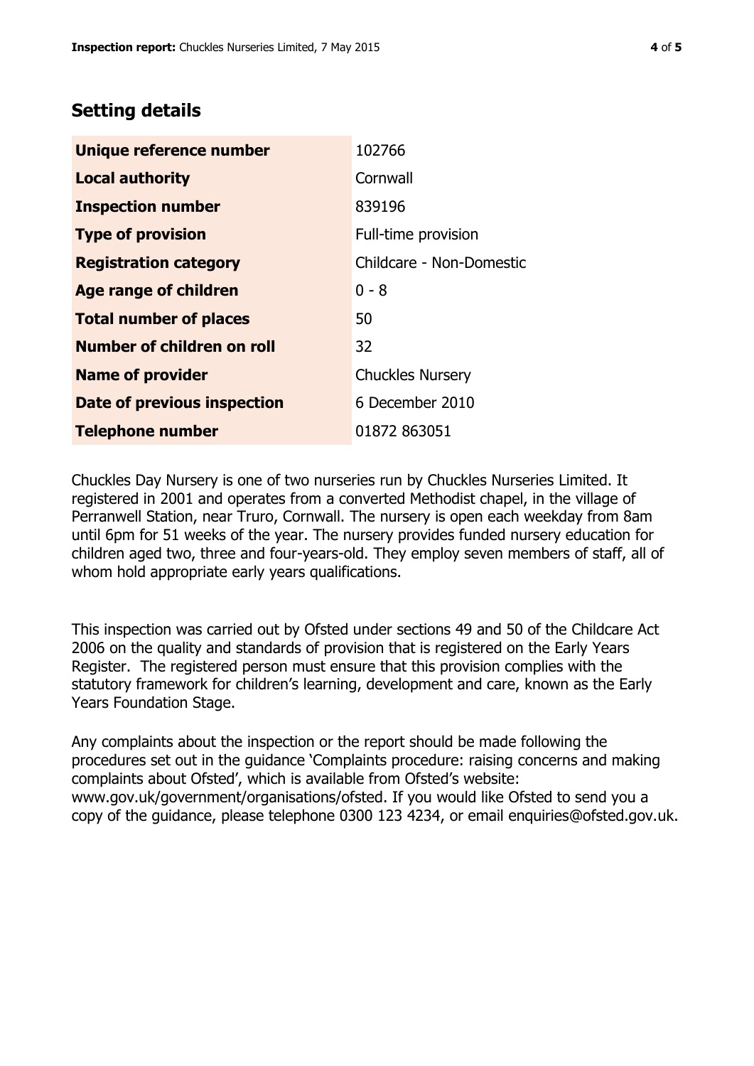## Setting details

| | |
|---|---|
| **Unique reference number** | 102766 |
| **Local authority** | Cornwall |
| **Inspection number** | 839196 |
| **Type of provision** | Full-time provision |
| **Registration category** | Childcare - Non-Domestic |
| **Age range of children** | 0 - 8 |
| **Total number of places** | 50 |
| **Number of children on roll** | 32 |
| **Name of provider** | Chuckles Nursery |
| **Date of previous inspection** | 6 December 2010 |
| **Telephone number** | 01872 863051 |

Chuckles Day Nursery is one of two nurseries run by Chuckles Nurseries Limited. It registered in 2001 and operates from a converted Methodist chapel, in the village of Perranwell Station, near Truro, Cornwall. The nursery is open each weekday from 8am until 6pm for 51 weeks of the year. The nursery provides funded nursery education for children aged two, three and four-years-old. They employ seven members of staff, all of whom hold appropriate early years qualifications.

This inspection was carried out by Ofsted under sections 49 and 50 of the Childcare Act 2006 on the quality and standards of provision that is registered on the Early Years Register. The registered person must ensure that this provision complies with the statutory framework for children's learning, development and care, known as the Early Years Foundation Stage.

Any complaints about the inspection or the report should be made following the procedures set out in the guidance 'Complaints procedure: raising concerns and making complaints about Ofsted', which is available from Ofsted's website: www.gov.uk/government/organisations/ofsted. If you would like Ofsted to send you a copy of the guidance, please telephone 0300 123 4234, or email enquiries@ofsted.gov.uk.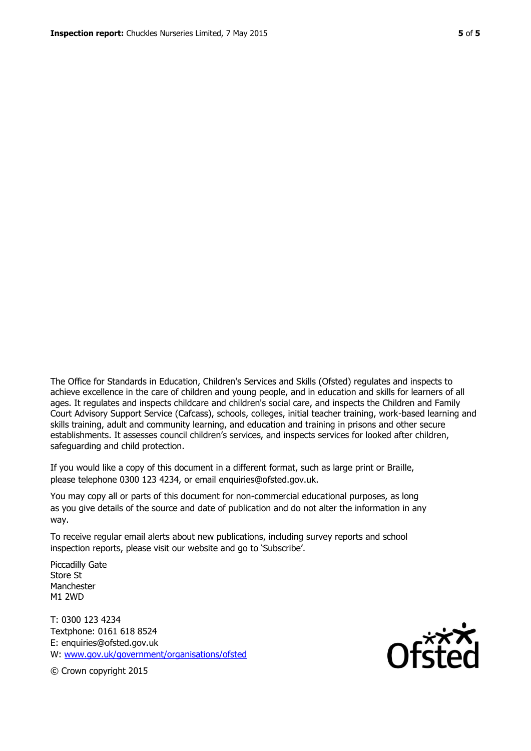The Office for Standards in Education, Children's Services and Skills (Ofsted) regulates and inspects to achieve excellence in the care of children and young people, and in education and skills for learners of all ages. It regulates and inspects childcare and children's social care, and inspects the Children and Family Court Advisory Support Service (Cafcass), schools, colleges, initial teacher training, work-based learning and skills training, adult and community learning, and education and training in prisons and other secure establishments. It assesses council children's services, and inspects services for looked after children, safeguarding and child protection.

If you would like a copy of this document in a different format, such as large print or Braille, please telephone 0300 123 4234, or email enquiries@ofsted.gov.uk.

You may copy all or parts of this document for non-commercial educational purposes, as long as you give details of the source and date of publication and do not alter the information in any way.

To receive regular email alerts about new publications, including survey reports and school inspection reports, please visit our website and go to 'Subscribe'.

Piccadilly Gate  
Store St  
Manchester  
M1 2WD

T: 0300 123 4234  
Textphone: 0161 618 8524  
E: enquiries@ofsted.gov.uk  
W: [www.gov.uk/government/organisations/ofsted](www.gov.uk/government/organisations/ofsted)

© Crown copyright 2015

Ofsted